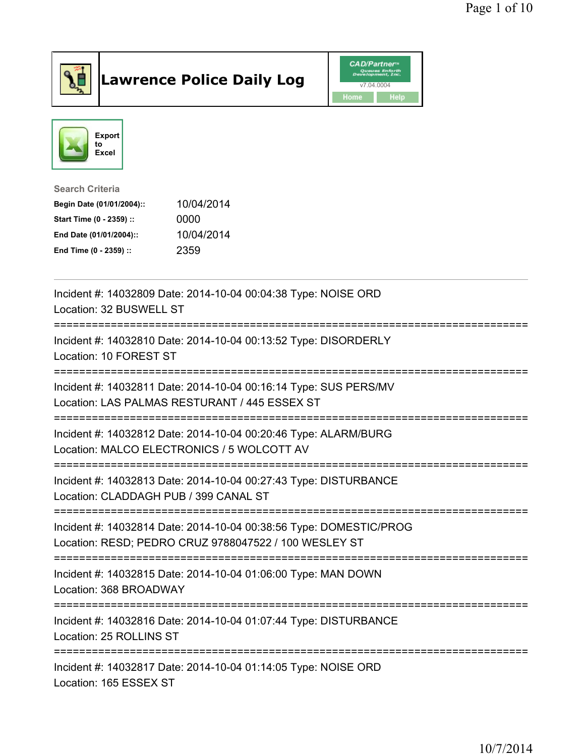# Lawrence Police Daily Log

CAD/Partner
v7.04.0004
Home Help

Export to Excel

**Search Criteria**

| | |
|---|---|
| **Begin Date (01/01/2004)::** | 10/04/2014 |
| **Start Time (0 - 2359) ::** | 0000 |
| **End Date (01/01/2004)::** | 10/04/2014 |
| **End Time (0 - 2359) ::** | 2359 |

---

Incident #: 14032809 Date: 2014-10-04 00:04:38 Type: NOISE ORD
Location: 32 BUSWELL ST

===========================================================================

Incident #: 14032810 Date: 2014-10-04 00:13:52 Type: DISORDERLY
Location: 10 FOREST ST

===========================================================================

Incident #: 14032811 Date: 2014-10-04 00:16:14 Type: SUS PERS/MV
Location: LAS PALMAS RESTURANT / 445 ESSEX ST

===========================================================================

Incident #: 14032812 Date: 2014-10-04 00:20:46 Type: ALARM/BURG
Location: MALCO ELECTRONICS / 5 WOLCOTT AV

===========================================================================

Incident #: 14032813 Date: 2014-10-04 00:27:43 Type: DISTURBANCE
Location: CLADDAGH PUB / 399 CANAL ST

===========================================================================

Incident #: 14032814 Date: 2014-10-04 00:38:56 Type: DOMESTIC/PROG
Location: RESD; PEDRO CRUZ 9788047522 / 100 WESLEY ST

===========================================================================

Incident #: 14032815 Date: 2014-10-04 01:06:00 Type: MAN DOWN
Location: 368 BROADWAY

===========================================================================

Incident #: 14032816 Date: 2014-10-04 01:07:44 Type: DISTURBANCE
Location: 25 ROLLINS ST

===========================================================================

Incident #: 14032817 Date: 2014-10-04 01:14:05 Type: NOISE ORD
Location: 165 ESSEX ST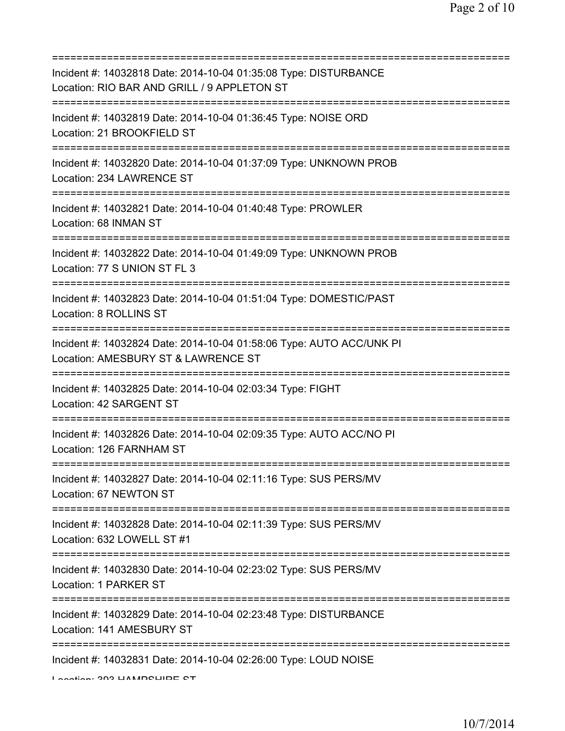===========================================================================
Incident #: 14032818 Date: 2014-10-04 01:35:08 Type: DISTURBANCE
Location: RIO BAR AND GRILL / 9 APPLETON ST
===========================================================================
Incident #: 14032819 Date: 2014-10-04 01:36:45 Type: NOISE ORD
Location: 21 BROOKFIELD ST
===========================================================================
Incident #: 14032820 Date: 2014-10-04 01:37:09 Type: UNKNOWN PROB
Location: 234 LAWRENCE ST
===========================================================================
Incident #: 14032821 Date: 2014-10-04 01:40:48 Type: PROWLER
Location: 68 INMAN ST
===========================================================================
Incident #: 14032822 Date: 2014-10-04 01:49:09 Type: UNKNOWN PROB
Location: 77 S UNION ST FL 3
===========================================================================
Incident #: 14032823 Date: 2014-10-04 01:51:04 Type: DOMESTIC/PAST
Location: 8 ROLLINS ST
===========================================================================
Incident #: 14032824 Date: 2014-10-04 01:58:06 Type: AUTO ACC/UNK PI
Location: AMESBURY ST & LAWRENCE ST
===========================================================================
Incident #: 14032825 Date: 2014-10-04 02:03:34 Type: FIGHT
Location: 42 SARGENT ST
===========================================================================
Incident #: 14032826 Date: 2014-10-04 02:09:35 Type: AUTO ACC/NO PI
Location: 126 FARNHAM ST
===========================================================================
Incident #: 14032827 Date: 2014-10-04 02:11:16 Type: SUS PERS/MV
Location: 67 NEWTON ST
===========================================================================
Incident #: 14032828 Date: 2014-10-04 02:11:39 Type: SUS PERS/MV
Location: 632 LOWELL ST #1
===========================================================================
Incident #: 14032830 Date: 2014-10-04 02:23:02 Type: SUS PERS/MV
Location: 1 PARKER ST
===========================================================================
Incident #: 14032829 Date: 2014-10-04 02:23:48 Type: DISTURBANCE
Location: 141 AMESBURY ST
===========================================================================
Incident #: 14032831 Date: 2014-10-04 02:26:00 Type: LOUD NOISE
Location: 393 HAMPSHIRE ST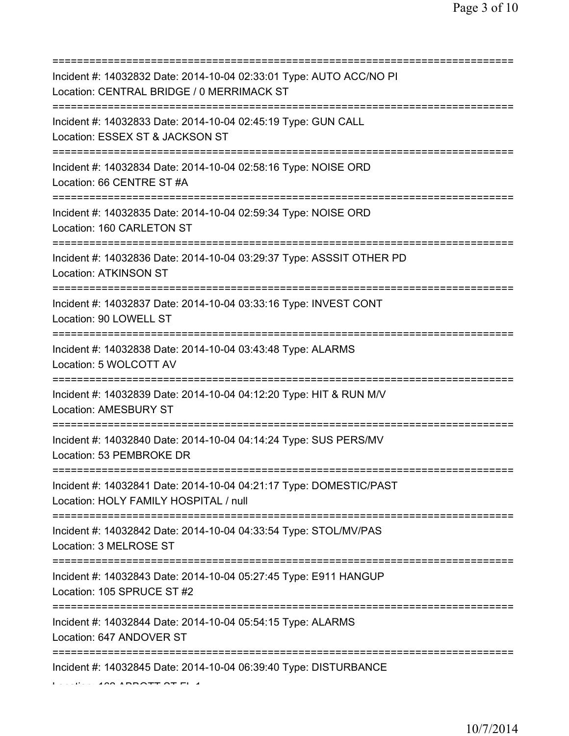===========================================================================
Incident #: 14032832 Date: 2014-10-04 02:33:01 Type: AUTO ACC/NO PI
Location: CENTRAL BRIDGE / 0 MERRIMACK ST
===========================================================================
Incident #: 14032833 Date: 2014-10-04 02:45:19 Type: GUN CALL
Location: ESSEX ST & JACKSON ST
===========================================================================
Incident #: 14032834 Date: 2014-10-04 02:58:16 Type: NOISE ORD
Location: 66 CENTRE ST #A
===========================================================================
Incident #: 14032835 Date: 2014-10-04 02:59:34 Type: NOISE ORD
Location: 160 CARLETON ST
===========================================================================
Incident #: 14032836 Date: 2014-10-04 03:29:37 Type: ASSSIT OTHER PD
Location: ATKINSON ST
===========================================================================
Incident #: 14032837 Date: 2014-10-04 03:33:16 Type: INVEST CONT
Location: 90 LOWELL ST
===========================================================================
Incident #: 14032838 Date: 2014-10-04 03:43:48 Type: ALARMS
Location: 5 WOLCOTT AV
===========================================================================
Incident #: 14032839 Date: 2014-10-04 04:12:20 Type: HIT & RUN M/V
Location: AMESBURY ST
===========================================================================
Incident #: 14032840 Date: 2014-10-04 04:14:24 Type: SUS PERS/MV
Location: 53 PEMBROKE DR
===========================================================================
Incident #: 14032841 Date: 2014-10-04 04:21:17 Type: DOMESTIC/PAST
Location: HOLY FAMILY HOSPITAL / null
===========================================================================
Incident #: 14032842 Date: 2014-10-04 04:33:54 Type: STOL/MV/PAS
Location: 3 MELROSE ST
===========================================================================
Incident #: 14032843 Date: 2014-10-04 05:27:45 Type: E911 HANGUP
Location: 105 SPRUCE ST #2
===========================================================================
Incident #: 14032844 Date: 2014-10-04 05:54:15 Type: ALARMS
Location: 647 ANDOVER ST
===========================================================================
Incident #: 14032845 Date: 2014-10-04 06:39:40 Type: DISTURBANCE
Location: 160 ABBOTT ST FL 1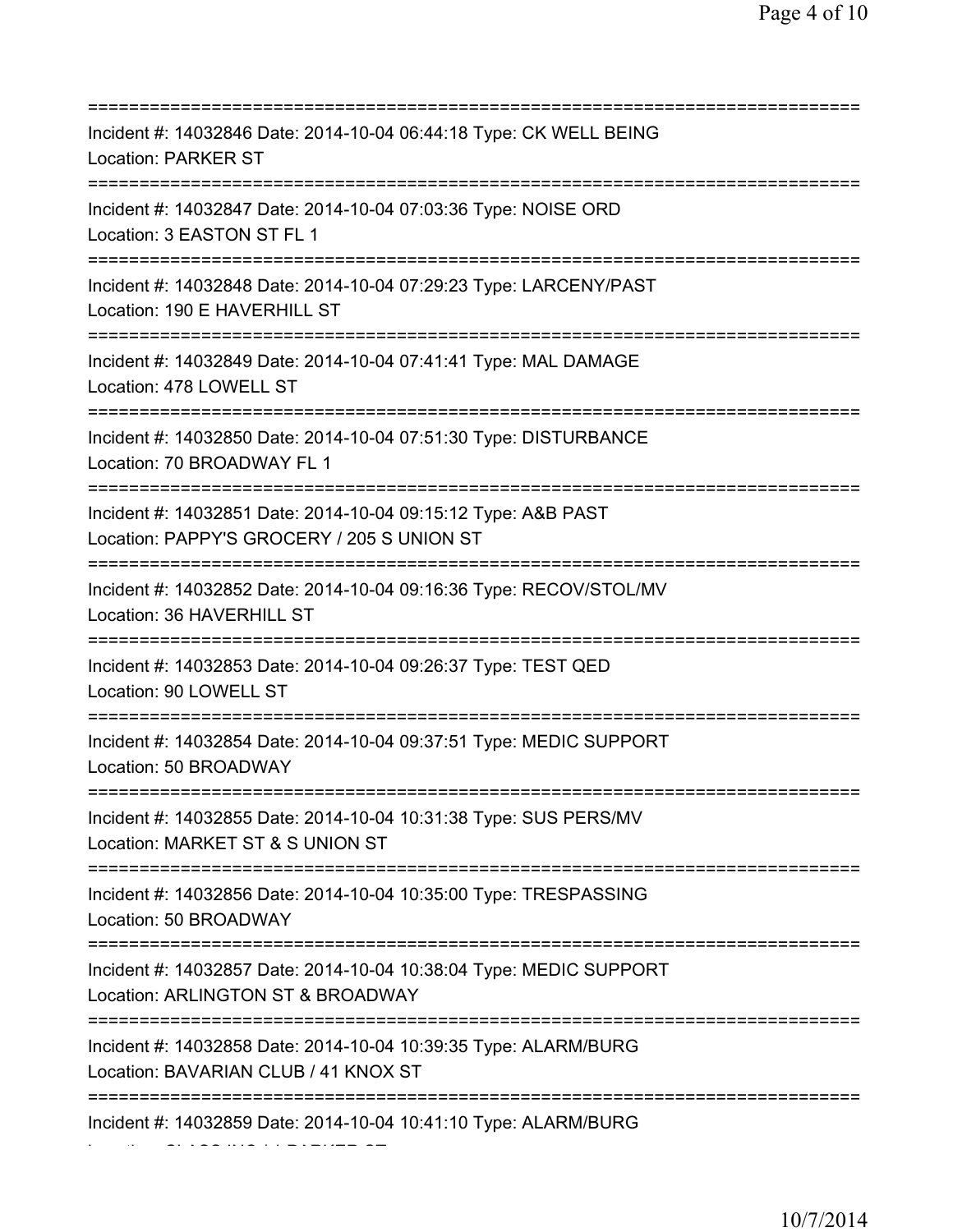===========================================================================

Incident #: 14032846 Date: 2014-10-04 06:44:18 Type: CK WELL BEING
Location: PARKER ST

===========================================================================

Incident #: 14032847 Date: 2014-10-04 07:03:36 Type: NOISE ORD
Location: 3 EASTON ST FL 1

===========================================================================

Incident #: 14032848 Date: 2014-10-04 07:29:23 Type: LARCENY/PAST
Location: 190 E HAVERHILL ST

===========================================================================

Incident #: 14032849 Date: 2014-10-04 07:41:41 Type: MAL DAMAGE
Location: 478 LOWELL ST

===========================================================================

Incident #: 14032850 Date: 2014-10-04 07:51:30 Type: DISTURBANCE
Location: 70 BROADWAY FL 1

===========================================================================

Incident #: 14032851 Date: 2014-10-04 09:15:12 Type: A&B PAST
Location: PAPPY'S GROCERY / 205 S UNION ST

===========================================================================

Incident #: 14032852 Date: 2014-10-04 09:16:36 Type: RECOV/STOL/MV
Location: 36 HAVERHILL ST

===========================================================================

Incident #: 14032853 Date: 2014-10-04 09:26:37 Type: TEST QED
Location: 90 LOWELL ST

===========================================================================

Incident #: 14032854 Date: 2014-10-04 09:37:51 Type: MEDIC SUPPORT
Location: 50 BROADWAY

===========================================================================

Incident #: 14032855 Date: 2014-10-04 10:31:38 Type: SUS PERS/MV
Location: MARKET ST & S UNION ST

===========================================================================

Incident #: 14032856 Date: 2014-10-04 10:35:00 Type: TRESPASSING
Location: 50 BROADWAY

===========================================================================

Incident #: 14032857 Date: 2014-10-04 10:38:04 Type: MEDIC SUPPORT
Location: ARLINGTON ST & BROADWAY

===========================================================================

Incident #: 14032858 Date: 2014-10-04 10:39:35 Type: ALARM/BURG
Location: BAVARIAN CLUB / 41 KNOX ST

===========================================================================

Incident #: 14032859 Date: 2014-10-04 10:41:10 Type: ALARM/BURG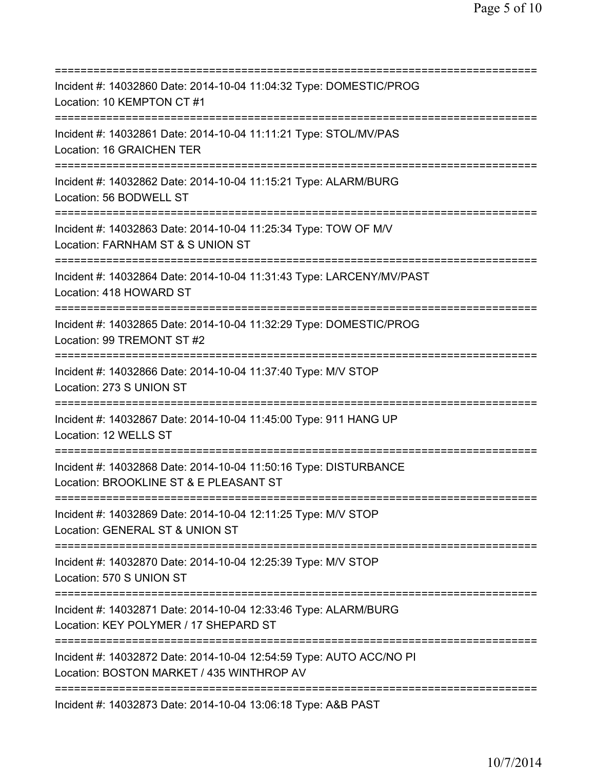===========================================================================
Incident #: 14032860 Date: 2014-10-04 11:04:32 Type: DOMESTIC/PROG
Location: 10 KEMPTON CT #1
===========================================================================
Incident #: 14032861 Date: 2014-10-04 11:11:21 Type: STOL/MV/PAS
Location: 16 GRAICHEN TER
===========================================================================
Incident #: 14032862 Date: 2014-10-04 11:15:21 Type: ALARM/BURG
Location: 56 BODWELL ST
===========================================================================
Incident #: 14032863 Date: 2014-10-04 11:25:34 Type: TOW OF M/V
Location: FARNHAM ST & S UNION ST
===========================================================================
Incident #: 14032864 Date: 2014-10-04 11:31:43 Type: LARCENY/MV/PAST
Location: 418 HOWARD ST
===========================================================================
Incident #: 14032865 Date: 2014-10-04 11:32:29 Type: DOMESTIC/PROG
Location: 99 TREMONT ST #2
===========================================================================
Incident #: 14032866 Date: 2014-10-04 11:37:40 Type: M/V STOP
Location: 273 S UNION ST
===========================================================================
Incident #: 14032867 Date: 2014-10-04 11:45:00 Type: 911 HANG UP
Location: 12 WELLS ST
===========================================================================
Incident #: 14032868 Date: 2014-10-04 11:50:16 Type: DISTURBANCE
Location: BROOKLINE ST & E PLEASANT ST
===========================================================================
Incident #: 14032869 Date: 2014-10-04 12:11:25 Type: M/V STOP
Location: GENERAL ST & UNION ST
===========================================================================
Incident #: 14032870 Date: 2014-10-04 12:25:39 Type: M/V STOP
Location: 570 S UNION ST
===========================================================================
Incident #: 14032871 Date: 2014-10-04 12:33:46 Type: ALARM/BURG
Location: KEY POLYMER / 17 SHEPARD ST
===========================================================================
Incident #: 14032872 Date: 2014-10-04 12:54:59 Type: AUTO ACC/NO PI
Location: BOSTON MARKET / 435 WINTHROP AV
===========================================================================
Incident #: 14032873 Date: 2014-10-04 13:06:18 Type: A&B PAST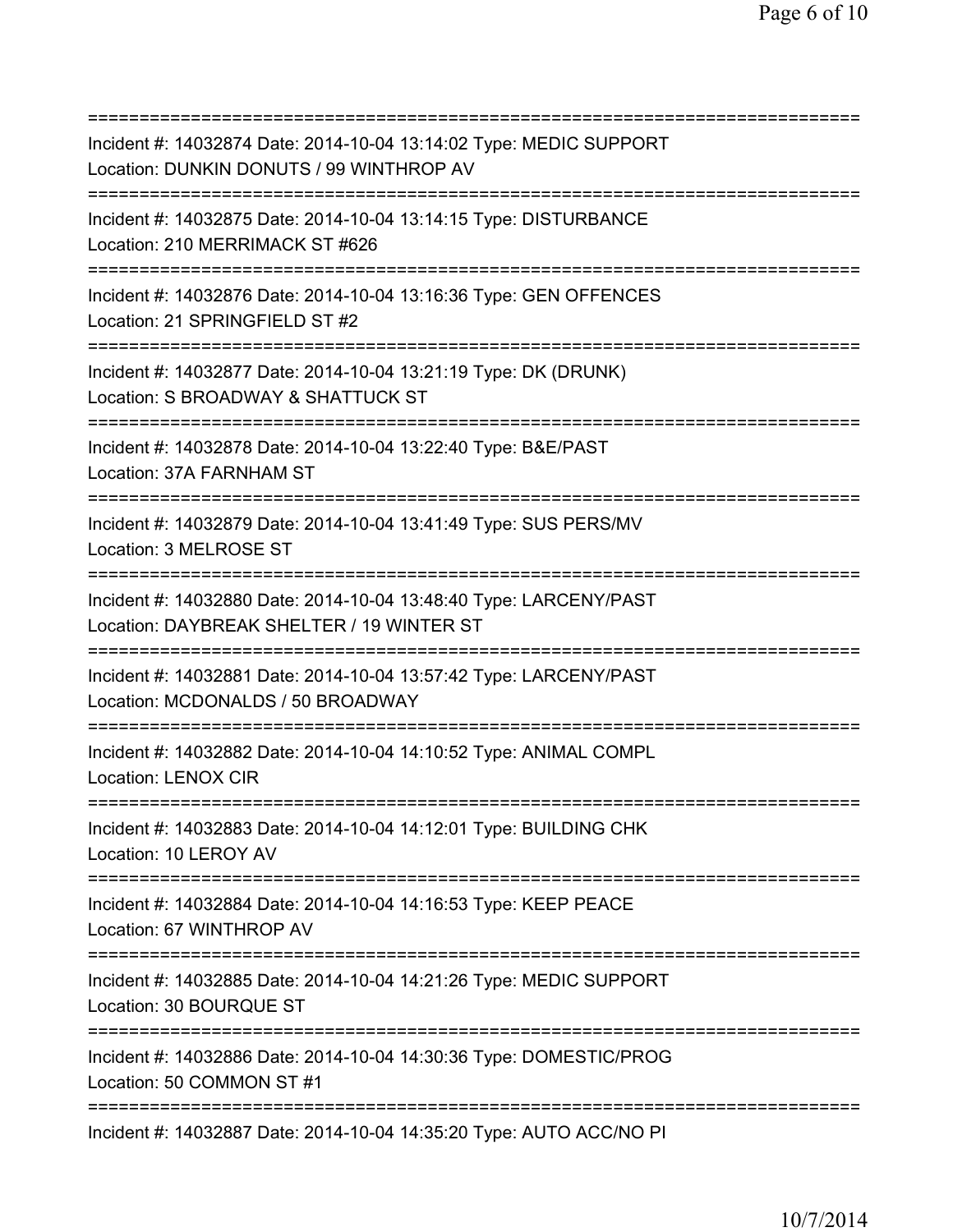===========================================================================
Incident #: 14032874 Date: 2014-10-04 13:14:02 Type: MEDIC SUPPORT
Location: DUNKIN DONUTS / 99 WINTHROP AV
===========================================================================
Incident #: 14032875 Date: 2014-10-04 13:14:15 Type: DISTURBANCE
Location: 210 MERRIMACK ST #626
===========================================================================
Incident #: 14032876 Date: 2014-10-04 13:16:36 Type: GEN OFFENCES
Location: 21 SPRINGFIELD ST #2
===========================================================================
Incident #: 14032877 Date: 2014-10-04 13:21:19 Type: DK (DRUNK)
Location: S BROADWAY & SHATTUCK ST
===========================================================================
Incident #: 14032878 Date: 2014-10-04 13:22:40 Type: B&E/PAST
Location: 37A FARNHAM ST
===========================================================================
Incident #: 14032879 Date: 2014-10-04 13:41:49 Type: SUS PERS/MV
Location: 3 MELROSE ST
===========================================================================
Incident #: 14032880 Date: 2014-10-04 13:48:40 Type: LARCENY/PAST
Location: DAYBREAK SHELTER / 19 WINTER ST
===========================================================================
Incident #: 14032881 Date: 2014-10-04 13:57:42 Type: LARCENY/PAST
Location: MCDONALDS / 50 BROADWAY
===========================================================================
Incident #: 14032882 Date: 2014-10-04 14:10:52 Type: ANIMAL COMPL
Location: LENOX CIR
===========================================================================
Incident #: 14032883 Date: 2014-10-04 14:12:01 Type: BUILDING CHK
Location: 10 LEROY AV
===========================================================================
Incident #: 14032884 Date: 2014-10-04 14:16:53 Type: KEEP PEACE
Location: 67 WINTHROP AV
===========================================================================
Incident #: 14032885 Date: 2014-10-04 14:21:26 Type: MEDIC SUPPORT
Location: 30 BOURQUE ST
===========================================================================
Incident #: 14032886 Date: 2014-10-04 14:30:36 Type: DOMESTIC/PROG
Location: 50 COMMON ST #1
===========================================================================
Incident #: 14032887 Date: 2014-10-04 14:35:20 Type: AUTO ACC/NO PI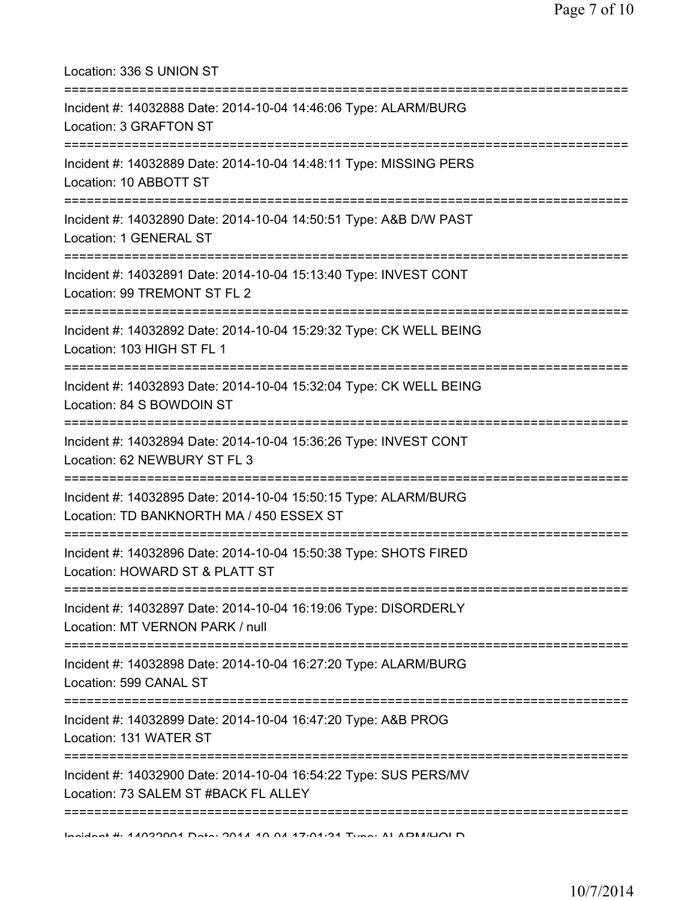Location: 336 S UNION ST

===========================================================================

Incident #: 14032888 Date: 2014-10-04 14:46:06 Type: ALARM/BURG
Location: 3 GRAFTON ST

===========================================================================

Incident #: 14032889 Date: 2014-10-04 14:48:11 Type: MISSING PERS
Location: 10 ABBOTT ST

===========================================================================

Incident #: 14032890 Date: 2014-10-04 14:50:51 Type: A&B D/W PAST
Location: 1 GENERAL ST

===========================================================================

Incident #: 14032891 Date: 2014-10-04 15:13:40 Type: INVEST CONT
Location: 99 TREMONT ST FL 2

===========================================================================

Incident #: 14032892 Date: 2014-10-04 15:29:32 Type: CK WELL BEING
Location: 103 HIGH ST FL 1

===========================================================================

Incident #: 14032893 Date: 2014-10-04 15:32:04 Type: CK WELL BEING
Location: 84 S BOWDOIN ST

===========================================================================

Incident #: 14032894 Date: 2014-10-04 15:36:26 Type: INVEST CONT
Location: 62 NEWBURY ST FL 3

===========================================================================

Incident #: 14032895 Date: 2014-10-04 15:50:15 Type: ALARM/BURG
Location: TD BANKNORTH MA / 450 ESSEX ST

===========================================================================

Incident #: 14032896 Date: 2014-10-04 15:50:38 Type: SHOTS FIRED
Location: HOWARD ST & PLATT ST

===========================================================================

Incident #: 14032897 Date: 2014-10-04 16:19:06 Type: DISORDERLY
Location: MT VERNON PARK / null

===========================================================================

Incident #: 14032898 Date: 2014-10-04 16:27:20 Type: ALARM/BURG
Location: 599 CANAL ST

===========================================================================

Incident #: 14032899 Date: 2014-10-04 16:47:20 Type: A&B PROG
Location: 131 WATER ST

===========================================================================

Incident #: 14032900 Date: 2014-10-04 16:54:22 Type: SUS PERS/MV
Location: 73 SALEM ST #BACK FL ALLEY

===========================================================================

Incident #: 14032901 Date: 2014-10-04 17:01:31 Type: ALARM/HOLD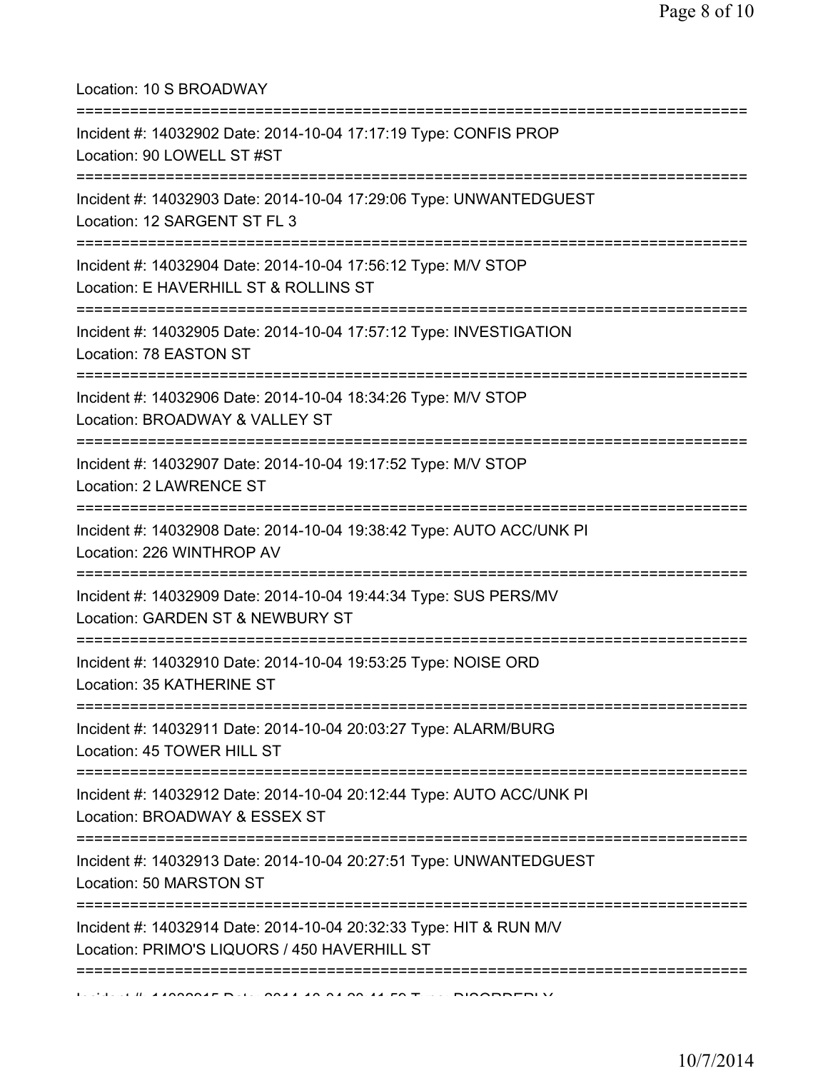Location: 10 S BROADWAY

===========================================================================

Incident #: 14032902 Date: 2014-10-04 17:17:19 Type: CONFIS PROP
Location: 90 LOWELL ST #ST

===========================================================================

Incident #: 14032903 Date: 2014-10-04 17:29:06 Type: UNWANTEDGUEST
Location: 12 SARGENT ST FL 3

===========================================================================

Incident #: 14032904 Date: 2014-10-04 17:56:12 Type: M/V STOP
Location: E HAVERHILL ST & ROLLINS ST

===========================================================================

Incident #: 14032905 Date: 2014-10-04 17:57:12 Type: INVESTIGATION
Location: 78 EASTON ST

===========================================================================

Incident #: 14032906 Date: 2014-10-04 18:34:26 Type: M/V STOP
Location: BROADWAY & VALLEY ST

===========================================================================

Incident #: 14032907 Date: 2014-10-04 19:17:52 Type: M/V STOP
Location: 2 LAWRENCE ST

===========================================================================

Incident #: 14032908 Date: 2014-10-04 19:38:42 Type: AUTO ACC/UNK PI
Location: 226 WINTHROP AV

===========================================================================

Incident #: 14032909 Date: 2014-10-04 19:44:34 Type: SUS PERS/MV
Location: GARDEN ST & NEWBURY ST

===========================================================================

Incident #: 14032910 Date: 2014-10-04 19:53:25 Type: NOISE ORD
Location: 35 KATHERINE ST

===========================================================================

Incident #: 14032911 Date: 2014-10-04 20:03:27 Type: ALARM/BURG
Location: 45 TOWER HILL ST

===========================================================================

Incident #: 14032912 Date: 2014-10-04 20:12:44 Type: AUTO ACC/UNK PI
Location: BROADWAY & ESSEX ST

===========================================================================

Incident #: 14032913 Date: 2014-10-04 20:27:51 Type: UNWANTEDGUEST
Location: 50 MARSTON ST

===========================================================================

Incident #: 14032914 Date: 2014-10-04 20:32:33 Type: HIT & RUN M/V
Location: PRIMO'S LIQUORS / 450 HAVERHILL ST

===========================================================================

Incident #: 14032915 Date: 2014-10-04 20:41:59 Type: DISORDERLY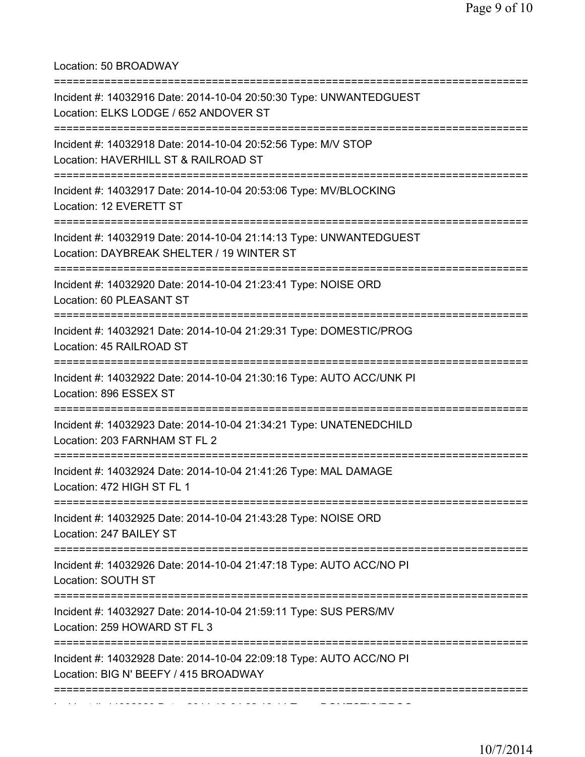Location: 50 BROADWAY

===========================================================================

Incident #: 14032916 Date: 2014-10-04 20:50:30 Type: UNWANTEDGUEST
Location: ELKS LODGE / 652 ANDOVER ST

===========================================================================

Incident #: 14032918 Date: 2014-10-04 20:52:56 Type: M/V STOP
Location: HAVERHILL ST & RAILROAD ST

===========================================================================

Incident #: 14032917 Date: 2014-10-04 20:53:06 Type: MV/BLOCKING
Location: 12 EVERETT ST

===========================================================================

Incident #: 14032919 Date: 2014-10-04 21:14:13 Type: UNWANTEDGUEST
Location: DAYBREAK SHELTER / 19 WINTER ST

===========================================================================

Incident #: 14032920 Date: 2014-10-04 21:23:41 Type: NOISE ORD
Location: 60 PLEASANT ST

===========================================================================

Incident #: 14032921 Date: 2014-10-04 21:29:31 Type: DOMESTIC/PROG
Location: 45 RAILROAD ST

===========================================================================

Incident #: 14032922 Date: 2014-10-04 21:30:16 Type: AUTO ACC/UNK PI
Location: 896 ESSEX ST

===========================================================================

Incident #: 14032923 Date: 2014-10-04 21:34:21 Type: UNATENEDCHILD
Location: 203 FARNHAM ST FL 2

===========================================================================

Incident #: 14032924 Date: 2014-10-04 21:41:26 Type: MAL DAMAGE
Location: 472 HIGH ST FL 1

===========================================================================

Incident #: 14032925 Date: 2014-10-04 21:43:28 Type: NOISE ORD
Location: 247 BAILEY ST

===========================================================================

Incident #: 14032926 Date: 2014-10-04 21:47:18 Type: AUTO ACC/NO PI
Location: SOUTH ST

===========================================================================

Incident #: 14032927 Date: 2014-10-04 21:59:11 Type: SUS PERS/MV
Location: 259 HOWARD ST FL 3

===========================================================================

Incident #: 14032928 Date: 2014-10-04 22:09:18 Type: AUTO ACC/NO PI
Location: BIG N' BEEFY / 415 BROADWAY

===========================================================================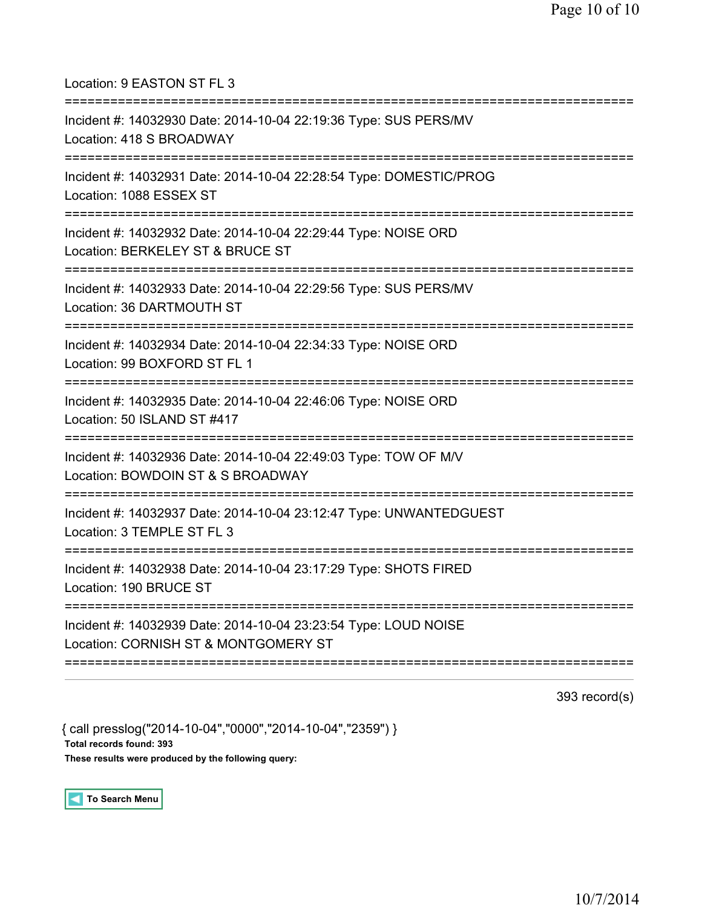Location: 9 EASTON ST FL 3

===========================================================================

Incident #: 14032930 Date: 2014-10-04 22:19:36 Type: SUS PERS/MV

Location: 418 S BROADWAY

===========================================================================

Incident #: 14032931 Date: 2014-10-04 22:28:54 Type: DOMESTIC/PROG

Location: 1088 ESSEX ST

===========================================================================

Incident #: 14032932 Date: 2014-10-04 22:29:44 Type: NOISE ORD

Location: BERKELEY ST & BRUCE ST

===========================================================================

Incident #: 14032933 Date: 2014-10-04 22:29:56 Type: SUS PERS/MV

Location: 36 DARTMOUTH ST

===========================================================================

Incident #: 14032934 Date: 2014-10-04 22:34:33 Type: NOISE ORD

Location: 99 BOXFORD ST FL 1

===========================================================================

Incident #: 14032935 Date: 2014-10-04 22:46:06 Type: NOISE ORD

Location: 50 ISLAND ST #417

===========================================================================

Incident #: 14032936 Date: 2014-10-04 22:49:03 Type: TOW OF M/V

Location: BOWDOIN ST & S BROADWAY

===========================================================================

Incident #: 14032937 Date: 2014-10-04 23:12:47 Type: UNWANTEDGUEST

Location: 3 TEMPLE ST FL 3

===========================================================================

Incident #: 14032938 Date: 2014-10-04 23:17:29 Type: SHOTS FIRED

Location: 190 BRUCE ST

===========================================================================

Incident #: 14032939 Date: 2014-10-04 23:23:54 Type: LOUD NOISE

Location: CORNISH ST & MONTGOMERY ST

===========================================================================

393 record(s)

{ call presslog("2014-10-04","0000","2014-10-04","2359") }

**Total records found: 393**

**These results were produced by the following query:**

To Search Menu

10/7/2014